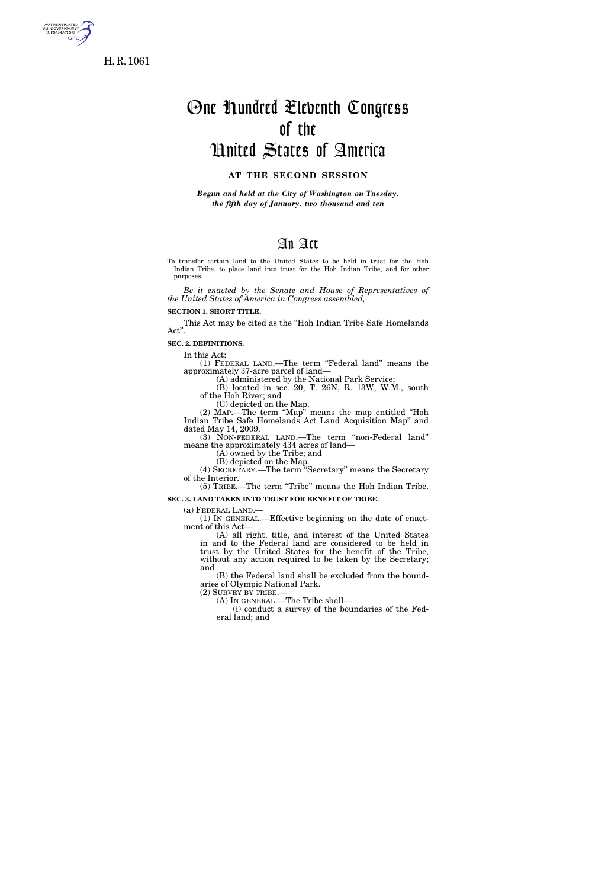H. R. 1061

# One Hundred Eleventh Congress of the United States of America

## AT THE SECOND SESSION

*Begun and held at the City of Washington on Tuesday, the fifth day of January, two thousand and ten*

# An Act

To transfer certain land to the United States to be held in trust for the Hoh Indian Tribe, to place land into trust for the Hoh Indian Tribe, and for other purposes.

*Be it enacted by the Senate and House of Representatives of the United States of America in Congress assembled,*

**SECTION 1. SHORT TITLE.**

This Act may be cited as the "Hoh Indian Tribe Safe Homelands Act".

**SEC. 2. DEFINITIONS.**

In this Act:

(1) FEDERAL LAND.—The term "Federal land" means the approximately 37-acre parcel of land—

(A) administered by the National Park Service;

(B) located in sec. 20, T. 26N, R. 13W, W.M., south of the Hoh River; and

(C) depicted on the Map.

(2) MAP.—The term "Map" means the map entitled "Hoh Indian Tribe Safe Homelands Act Land Acquisition Map" and dated May 14, 2009.

(3) NON-FEDERAL LAND.—The term "non-Federal land" means the approximately 434 acres of land—

(A) owned by the Tribe; and

(B) depicted on the Map.

(4) SECRETARY.—The term "Secretary" means the Secretary of the Interior.

(5) TRIBE.—The term "Tribe" means the Hoh Indian Tribe.

**SEC. 3. LAND TAKEN INTO TRUST FOR BENEFIT OF TRIBE.**

(a) FEDERAL LAND.—

(1) IN GENERAL.—Effective beginning on the date of enactment of this Act—

(A) all right, title, and interest of the United States in and to the Federal land are considered to be held in trust by the United States for the benefit of the Tribe, without any action required to be taken by the Secretary; and

(B) the Federal land shall be excluded from the boundaries of Olympic National Park.

(2) SURVEY BY TRIBE.—

(A) IN GENERAL.—The Tribe shall—

(i) conduct a survey of the boundaries of the Federal land; and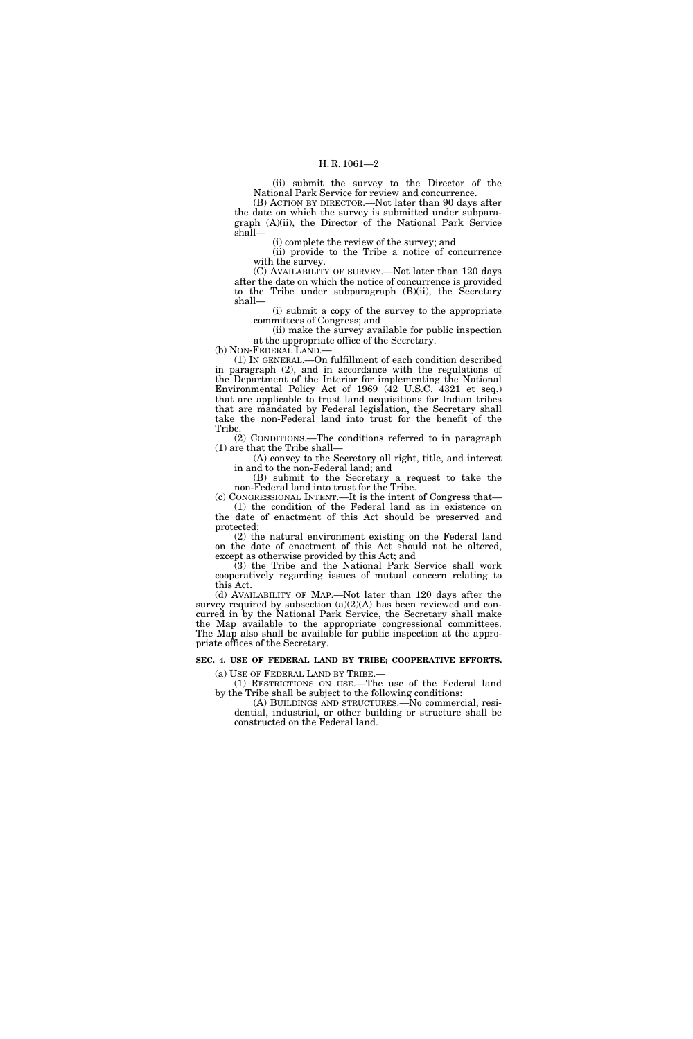(ii) submit the survey to the Director of the National Park Service for review and concurrence.

(B) ACTION BY DIRECTOR.—Not later than 90 days after the date on which the survey is submitted under subparagraph (A)(ii), the Director of the National Park Service shall—

(i) complete the review of the survey; and

(ii) provide to the Tribe a notice of concurrence with the survey.

(C) AVAILABILITY OF SURVEY.—Not later than 120 days after the date on which the notice of concurrence is provided to the Tribe under subparagraph (B)(ii), the Secretary shall—

(i) submit a copy of the survey to the appropriate committees of Congress; and

(ii) make the survey available for public inspection at the appropriate office of the Secretary.

(b) NON-FEDERAL LAND.—

(1) IN GENERAL.—On fulfillment of each condition described in paragraph (2), and in accordance with the regulations of the Department of the Interior for implementing the National Environmental Policy Act of 1969 (42 U.S.C. 4321 et seq.) that are applicable to trust land acquisitions for Indian tribes that are mandated by Federal legislation, the Secretary shall take the non-Federal land into trust for the benefit of the Tribe.

(2) CONDITIONS.—The conditions referred to in paragraph (1) are that the Tribe shall—

(A) convey to the Secretary all right, title, and interest in and to the non-Federal land; and

(B) submit to the Secretary a request to take the non-Federal land into trust for the Tribe.

(c) CONGRESSIONAL INTENT.—It is the intent of Congress that—

(1) the condition of the Federal land as in existence on the date of enactment of this Act should be preserved and protected;

(2) the natural environment existing on the Federal land on the date of enactment of this Act should not be altered, except as otherwise provided by this Act; and

(3) the Tribe and the National Park Service shall work cooperatively regarding issues of mutual concern relating to this Act.

(d) AVAILABILITY OF MAP.—Not later than 120 days after the survey required by subsection (a)(2)(A) has been reviewed and concurred in by the National Park Service, the Secretary shall make the Map available to the appropriate congressional committees. The Map also shall be available for public inspection at the appropriate offices of the Secretary.

### SEC. 4. USE OF FEDERAL LAND BY TRIBE; COOPERATIVE EFFORTS.

(a) USE OF FEDERAL LAND BY TRIBE.—

(1) RESTRICTIONS ON USE.—The use of the Federal land by the Tribe shall be subject to the following conditions:

(A) BUILDINGS AND STRUCTURES.—No commercial, residential, industrial, or other building or structure shall be constructed on the Federal land.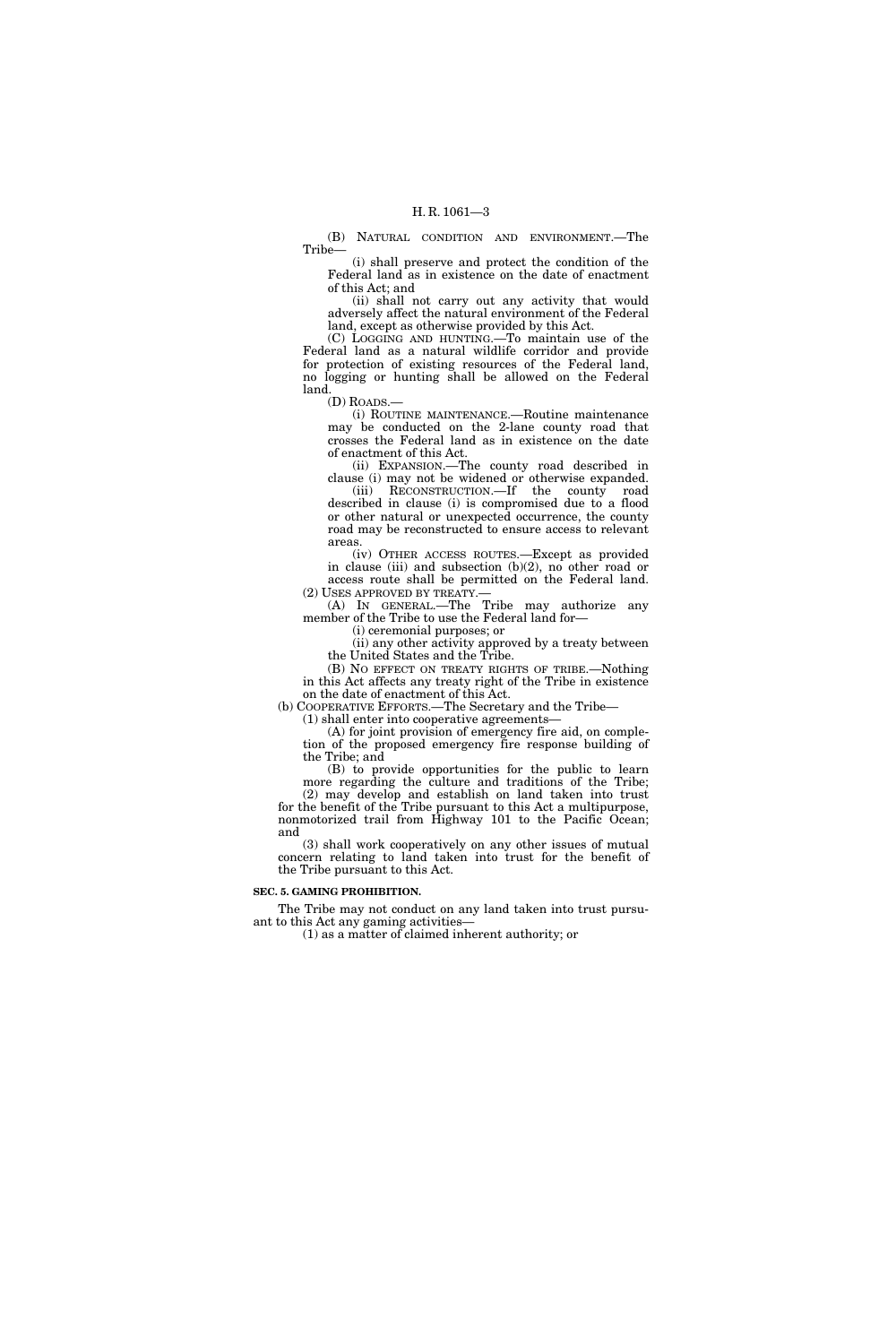(B) NATURAL CONDITION AND ENVIRONMENT.—The Tribe—

(i) shall preserve and protect the condition of the Federal land as in existence on the date of enactment of this Act; and

(ii) shall not carry out any activity that would adversely affect the natural environment of the Federal land, except as otherwise provided by this Act.

(C) LOGGING AND HUNTING.—To maintain use of the Federal land as a natural wildlife corridor and provide for protection of existing resources of the Federal land, no logging or hunting shall be allowed on the Federal land.

(D) ROADS.—

(i) ROUTINE MAINTENANCE.—Routine maintenance may be conducted on the 2-lane county road that crosses the Federal land as in existence on the date of enactment of this Act.

(ii) EXPANSION.—The county road described in clause (i) may not be widened or otherwise expanded.

(iii) RECONSTRUCTION.—If the county road described in clause (i) is compromised due to a flood or other natural or unexpected occurrence, the county road may be reconstructed to ensure access to relevant areas.

(iv) OTHER ACCESS ROUTES.—Except as provided in clause (iii) and subsection (b)(2), no other road or access route shall be permitted on the Federal land.

(2) USES APPROVED BY TREATY.—

(A) IN GENERAL.—The Tribe may authorize any member of the Tribe to use the Federal land for—

(i) ceremonial purposes; or

(ii) any other activity approved by a treaty between the United States and the Tribe.

(B) NO EFFECT ON TREATY RIGHTS OF TRIBE.—Nothing in this Act affects any treaty right of the Tribe in existence on the date of enactment of this Act.

(b) COOPERATIVE EFFORTS.—The Secretary and the Tribe—

(1) shall enter into cooperative agreements—

(A) for joint provision of emergency fire aid, on completion of the proposed emergency fire response building of the Tribe; and

(B) to provide opportunities for the public to learn more regarding the culture and traditions of the Tribe;

(2) may develop and establish on land taken into trust for the benefit of the Tribe pursuant to this Act a multipurpose, nonmotorized trail from Highway 101 to the Pacific Ocean; and

(3) shall work cooperatively on any other issues of mutual concern relating to land taken into trust for the benefit of the Tribe pursuant to this Act.

**SEC. 5. GAMING PROHIBITION.**

The Tribe may not conduct on any land taken into trust pursuant to this Act any gaming activities—

(1) as a matter of claimed inherent authority; or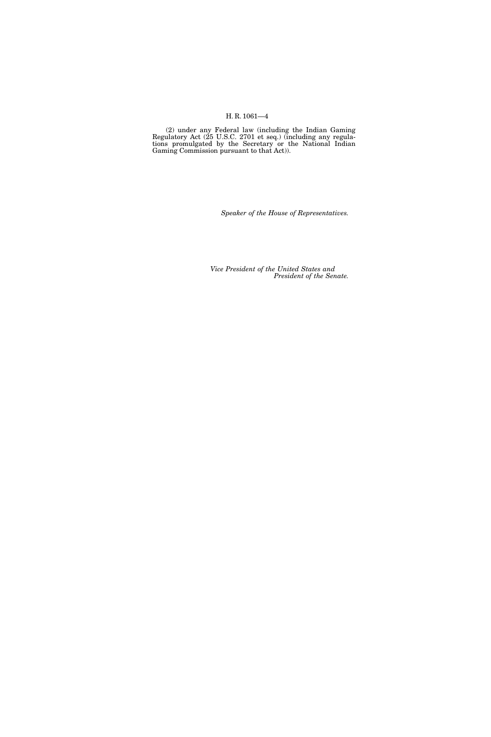(2) under any Federal law (including the Indian Gaming Regulatory Act (25 U.S.C. 2701 et seq.) (including any regulations promulgated by the Secretary or the National Indian Gaming Commission pursuant to that Act)).

*Speaker of the House of Representatives.*

*Vice President of the United States and President of the Senate.*